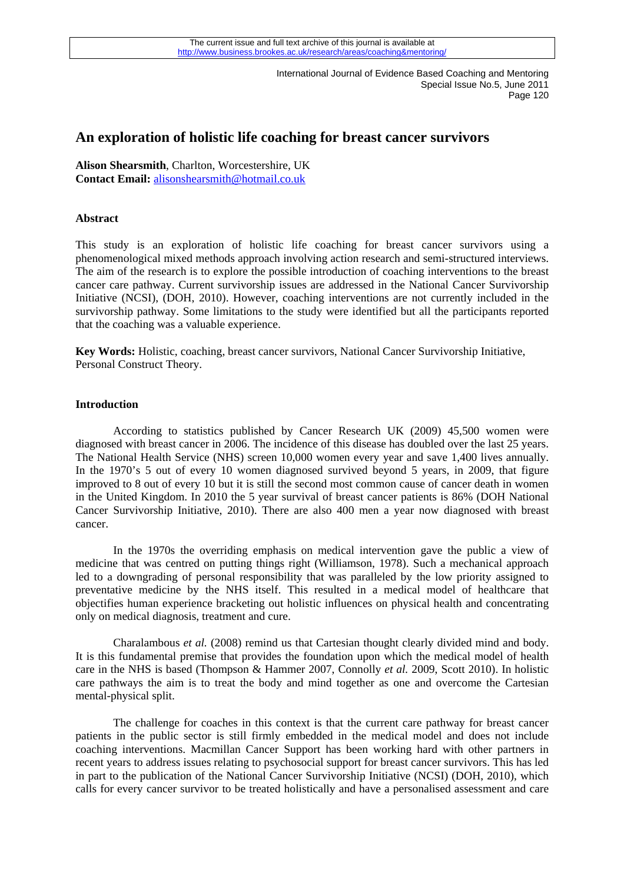# An exploration of holistic life coaching for breast cancer survivors

**Alison Shearsmith**, Charlton, Worcestershire, UK
**Contact Email:** alisonshearsmith@hotmail.co.uk

### Abstract

This study is an exploration of holistic life coaching for breast cancer survivors using a phenomenological mixed methods approach involving action research and semi-structured interviews. The aim of the research is to explore the possible introduction of coaching interventions to the breast cancer care pathway. Current survivorship issues are addressed in the National Cancer Survivorship Initiative (NCSI), (DOH, 2010). However, coaching interventions are not currently included in the survivorship pathway. Some limitations to the study were identified but all the participants reported that the coaching was a valuable experience.

**Key Words:** Holistic, coaching, breast cancer survivors, National Cancer Survivorship Initiative, Personal Construct Theory.

### Introduction

According to statistics published by Cancer Research UK (2009) 45,500 women were diagnosed with breast cancer in 2006. The incidence of this disease has doubled over the last 25 years. The National Health Service (NHS) screen 10,000 women every year and save 1,400 lives annually. In the 1970's 5 out of every 10 women diagnosed survived beyond 5 years, in 2009, that figure improved to 8 out of every 10 but it is still the second most common cause of cancer death in women in the United Kingdom. In 2010 the 5 year survival of breast cancer patients is 86% (DOH National Cancer Survivorship Initiative, 2010). There are also 400 men a year now diagnosed with breast cancer.

In the 1970s the overriding emphasis on medical intervention gave the public a view of medicine that was centred on putting things right (Williamson, 1978). Such a mechanical approach led to a downgrading of personal responsibility that was paralleled by the low priority assigned to preventative medicine by the NHS itself. This resulted in a medical model of healthcare that objectifies human experience bracketing out holistic influences on physical health and concentrating only on medical diagnosis, treatment and cure.

Charalambous *et al.* (2008) remind us that Cartesian thought clearly divided mind and body. It is this fundamental premise that provides the foundation upon which the medical model of health care in the NHS is based (Thompson & Hammer 2007, Connolly *et al.* 2009, Scott 2010). In holistic care pathways the aim is to treat the body and mind together as one and overcome the Cartesian mental-physical split.

The challenge for coaches in this context is that the current care pathway for breast cancer patients in the public sector is still firmly embedded in the medical model and does not include coaching interventions. Macmillan Cancer Support has been working hard with other partners in recent years to address issues relating to psychosocial support for breast cancer survivors. This has led in part to the publication of the National Cancer Survivorship Initiative (NCSI) (DOH, 2010), which calls for every cancer survivor to be treated holistically and have a personalised assessment and care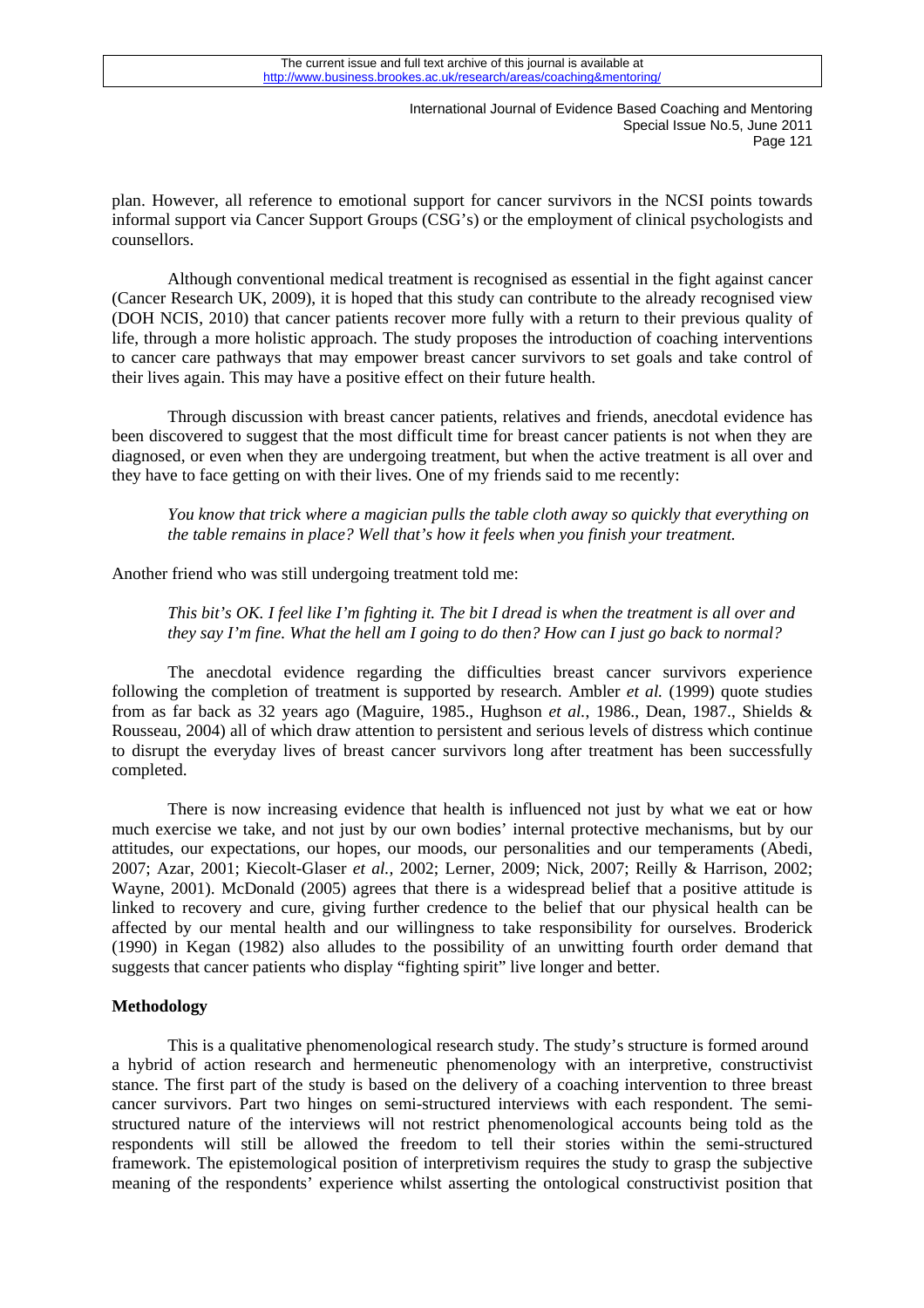plan. However, all reference to emotional support for cancer survivors in the NCSI points towards informal support via Cancer Support Groups (CSG's) or the employment of clinical psychologists and counsellors.

Although conventional medical treatment is recognised as essential in the fight against cancer (Cancer Research UK, 2009), it is hoped that this study can contribute to the already recognised view (DOH NCIS, 2010) that cancer patients recover more fully with a return to their previous quality of life, through a more holistic approach. The study proposes the introduction of coaching interventions to cancer care pathways that may empower breast cancer survivors to set goals and take control of their lives again. This may have a positive effect on their future health.

Through discussion with breast cancer patients, relatives and friends, anecdotal evidence has been discovered to suggest that the most difficult time for breast cancer patients is not when they are diagnosed, or even when they are undergoing treatment, but when the active treatment is all over and they have to face getting on with their lives. One of my friends said to me recently:

> *You know that trick where a magician pulls the table cloth away so quickly that everything on the table remains in place? Well that's how it feels when you finish your treatment.*

Another friend who was still undergoing treatment told me:

> *This bit's OK. I feel like I'm fighting it. The bit I dread is when the treatment is all over and they say I'm fine. What the hell am I going to do then? How can I just go back to normal?*

The anecdotal evidence regarding the difficulties breast cancer survivors experience following the completion of treatment is supported by research. Ambler *et al.* (1999) quote studies from as far back as 32 years ago (Maguire, 1985., Hughson *et al.*, 1986., Dean, 1987., Shields & Rousseau, 2004) all of which draw attention to persistent and serious levels of distress which continue to disrupt the everyday lives of breast cancer survivors long after treatment has been successfully completed.

There is now increasing evidence that health is influenced not just by what we eat or how much exercise we take, and not just by our own bodies' internal protective mechanisms, but by our attitudes, our expectations, our hopes, our moods, our personalities and our temperaments (Abedi, 2007; Azar, 2001; Kiecolt-Glaser *et al.*, 2002; Lerner, 2009; Nick, 2007; Reilly & Harrison, 2002; Wayne, 2001). McDonald (2005) agrees that there is a widespread belief that a positive attitude is linked to recovery and cure, giving further credence to the belief that our physical health can be affected by our mental health and our willingness to take responsibility for ourselves. Broderick (1990) in Kegan (1982) also alludes to the possibility of an unwitting fourth order demand that suggests that cancer patients who display "fighting spirit" live longer and better.

**Methodology**

This is a qualitative phenomenological research study. The study's structure is formed around a hybrid of action research and hermeneutic phenomenology with an interpretive, constructivist stance. The first part of the study is based on the delivery of a coaching intervention to three breast cancer survivors. Part two hinges on semi-structured interviews with each respondent. The semi-structured nature of the interviews will not restrict phenomenological accounts being told as the respondents will still be allowed the freedom to tell their stories within the semi-structured framework. The epistemological position of interpretivism requires the study to grasp the subjective meaning of the respondents' experience whilst asserting the ontological constructivist position that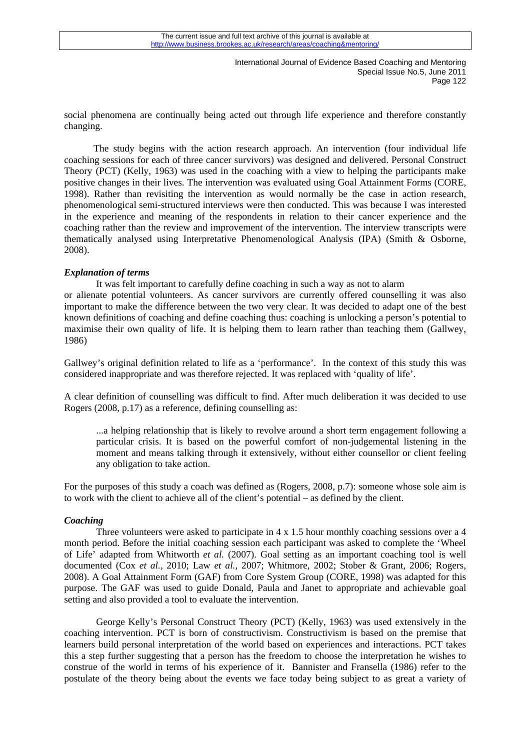social phenomena are continually being acted out through life experience and therefore constantly changing.

The study begins with the action research approach. An intervention (four individual life coaching sessions for each of three cancer survivors) was designed and delivered. Personal Construct Theory (PCT) (Kelly, 1963) was used in the coaching with a view to helping the participants make positive changes in their lives. The intervention was evaluated using Goal Attainment Forms (CORE, 1998). Rather than revisiting the intervention as would normally be the case in action research, phenomenological semi-structured interviews were then conducted. This was because I was interested in the experience and meaning of the respondents in relation to their cancer experience and the coaching rather than the review and improvement of the intervention. The interview transcripts were thematically analysed using Interpretative Phenomenological Analysis (IPA) (Smith & Osborne, 2008).

### *Explanation of terms*

It was felt important to carefully define coaching in such a way as not to alarm or alienate potential volunteers. As cancer survivors are currently offered counselling it was also important to make the difference between the two very clear. It was decided to adapt one of the best known definitions of coaching and define coaching thus: coaching is unlocking a person's potential to maximise their own quality of life. It is helping them to learn rather than teaching them (Gallwey, 1986)

Gallwey's original definition related to life as a 'performance'. In the context of this study this was considered inappropriate and was therefore rejected. It was replaced with 'quality of life'.

A clear definition of counselling was difficult to find. After much deliberation it was decided to use Rogers (2008, p.17) as a reference, defining counselling as:

> ...a helping relationship that is likely to revolve around a short term engagement following a particular crisis. It is based on the powerful comfort of non-judgemental listening in the moment and means talking through it extensively, without either counsellor or client feeling any obligation to take action.

For the purposes of this study a coach was defined as (Rogers, 2008, p.7): someone whose sole aim is to work with the client to achieve all of the client's potential – as defined by the client.

### *Coaching*

Three volunteers were asked to participate in 4 x 1.5 hour monthly coaching sessions over a 4 month period. Before the initial coaching session each participant was asked to complete the 'Wheel of Life' adapted from Whitworth *et al.* (2007). Goal setting as an important coaching tool is well documented (Cox *et al.*, 2010; Law *et al.*, 2007; Whitmore, 2002; Stober & Grant, 2006; Rogers, 2008). A Goal Attainment Form (GAF) from Core System Group (CORE, 1998) was adapted for this purpose. The GAF was used to guide Donald, Paula and Janet to appropriate and achievable goal setting and also provided a tool to evaluate the intervention.

George Kelly's Personal Construct Theory (PCT) (Kelly, 1963) was used extensively in the coaching intervention. PCT is born of constructivism. Constructivism is based on the premise that learners build personal interpretation of the world based on experiences and interactions. PCT takes this a step further suggesting that a person has the freedom to choose the interpretation he wishes to construe of the world in terms of his experience of it. Bannister and Fransella (1986) refer to the postulate of the theory being about the events we face today being subject to as great a variety of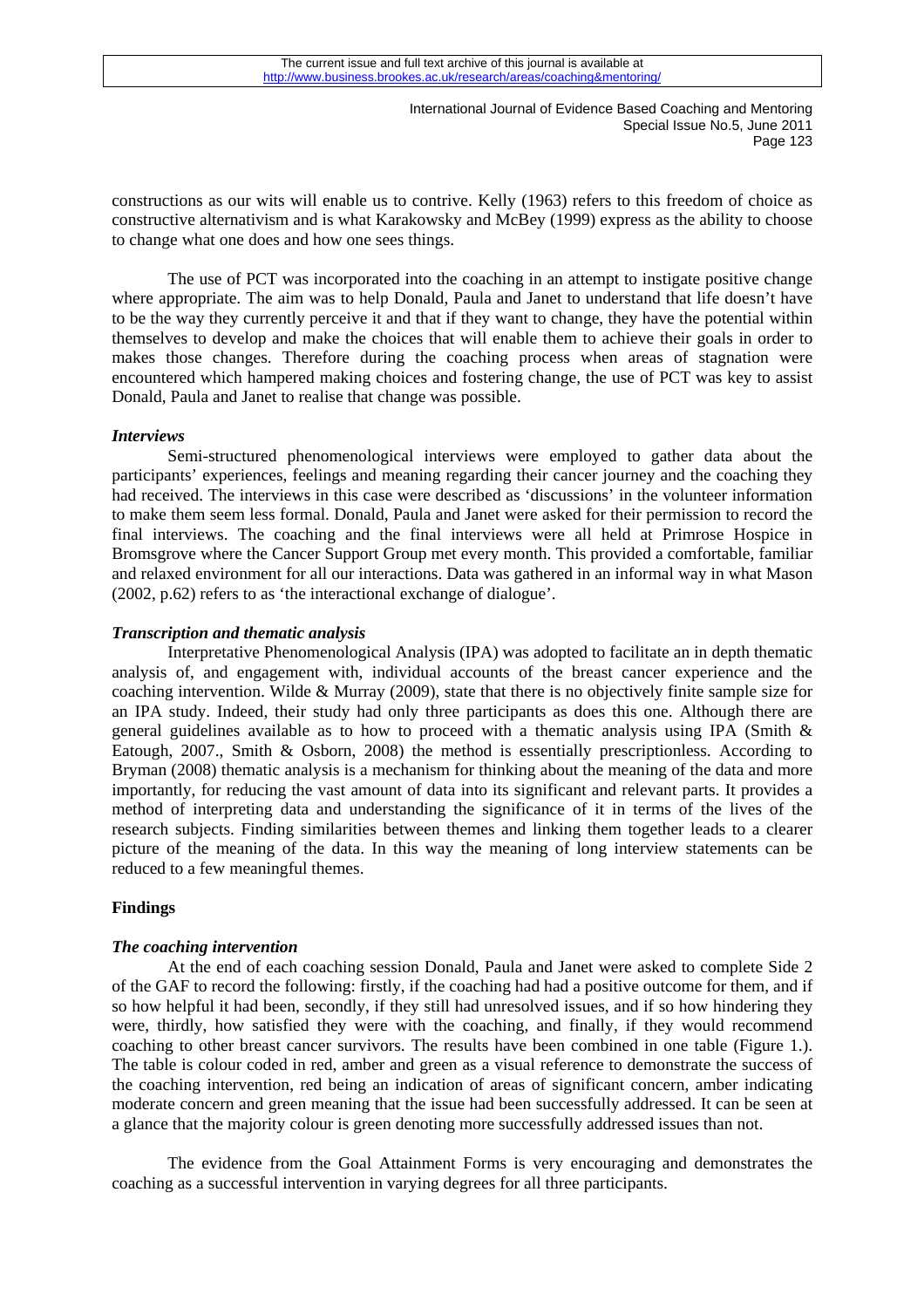constructions as our wits will enable us to contrive. Kelly (1963) refers to this freedom of choice as constructive alternativism and is what Karakowsky and McBey (1999) express as the ability to choose to change what one does and how one sees things.

The use of PCT was incorporated into the coaching in an attempt to instigate positive change where appropriate. The aim was to help Donald, Paula and Janet to understand that life doesn't have to be the way they currently perceive it and that if they want to change, they have the potential within themselves to develop and make the choices that will enable them to achieve their goals in order to makes those changes. Therefore during the coaching process when areas of stagnation were encountered which hampered making choices and fostering change, the use of PCT was key to assist Donald, Paula and Janet to realise that change was possible.

### *Interviews*

Semi-structured phenomenological interviews were employed to gather data about the participants' experiences, feelings and meaning regarding their cancer journey and the coaching they had received. The interviews in this case were described as 'discussions' in the volunteer information to make them seem less formal. Donald, Paula and Janet were asked for their permission to record the final interviews. The coaching and the final interviews were all held at Primrose Hospice in Bromsgrove where the Cancer Support Group met every month. This provided a comfortable, familiar and relaxed environment for all our interactions. Data was gathered in an informal way in what Mason (2002, p.62) refers to as 'the interactional exchange of dialogue'.

### *Transcription and thematic analysis*

Interpretative Phenomenological Analysis (IPA) was adopted to facilitate an in depth thematic analysis of, and engagement with, individual accounts of the breast cancer experience and the coaching intervention. Wilde & Murray (2009), state that there is no objectively finite sample size for an IPA study. Indeed, their study had only three participants as does this one. Although there are general guidelines available as to how to proceed with a thematic analysis using IPA (Smith & Eatough, 2007., Smith & Osborn, 2008) the method is essentially prescriptionless. According to Bryman (2008) thematic analysis is a mechanism for thinking about the meaning of the data and more importantly, for reducing the vast amount of data into its significant and relevant parts. It provides a method of interpreting data and understanding the significance of it in terms of the lives of the research subjects. Finding similarities between themes and linking them together leads to a clearer picture of the meaning of the data. In this way the meaning of long interview statements can be reduced to a few meaningful themes.

## Findings

### *The coaching intervention*

At the end of each coaching session Donald, Paula and Janet were asked to complete Side 2 of the GAF to record the following: firstly, if the coaching had had a positive outcome for them, and if so how helpful it had been, secondly, if they still had unresolved issues, and if so how hindering they were, thirdly, how satisfied they were with the coaching, and finally, if they would recommend coaching to other breast cancer survivors. The results have been combined in one table (Figure 1.). The table is colour coded in red, amber and green as a visual reference to demonstrate the success of the coaching intervention, red being an indication of areas of significant concern, amber indicating moderate concern and green meaning that the issue had been successfully addressed. It can be seen at a glance that the majority colour is green denoting more successfully addressed issues than not.

The evidence from the Goal Attainment Forms is very encouraging and demonstrates the coaching as a successful intervention in varying degrees for all three participants.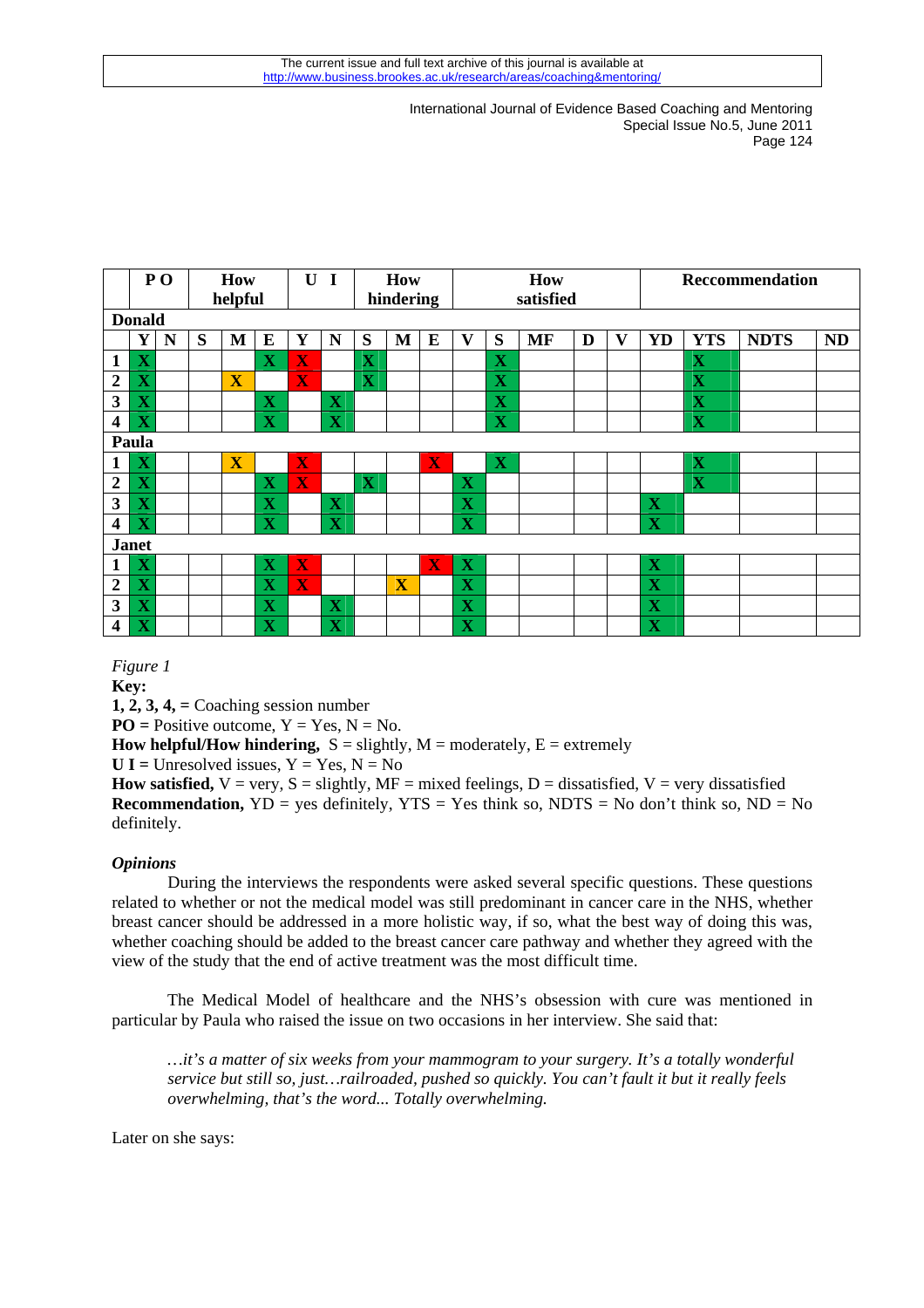| | PO | | How helpful | | | U I | | How hindering | | | How satisfied | | | | | Reccommendation | | | |
|---|---|---|---|---|---|---|---|---|---|---|---|---|---|---|---|---|---|---|---|
| **Donald** | | | | | | | | | | | | | | | | | | | |
| | **Y** | **N** | **S** | **M** | **E** | **Y** | **N** | **S** | **M** | **E** | **V** | **S** | **MF** | **D** | **V** | **YD** | **YTS** | **NDTS** | **ND** |
| **1** | X | | | | X | X | | X | | | | X | | | | | X | | |
| **2** | X | | | X | | X | | X | | | | X | | | | | X | | |
| **3** | X | | | | X | | X | | | | | X | | | | | X | | |
| **4** | X | | | | X | | X | | | | | X | | | | | X | | |
| **Paula** | | | | | | | | | | | | | | | | | | | |
| **1** | X | | | X | | X | | | | X | | X | | | | | X | | |
| **2** | X | | | | X | X | | X | | | X | | | | | | X | | |
| **3** | X | | | | X | | X | | | | X | | | | | X | | | |
| **4** | X | | | | X | | X | | | | X | | | | | X | | | |
| **Janet** | | | | | | | | | | | | | | | | | | | |
| **1** | X | | | | X | X | | | | X | X | | | | | X | | | |
| **2** | X | | | | X | X | | | X | | X | | | | | X | | | |
| **3** | X | | | | X | | X | | | | X | | | | | X | | | |
| **4** | X | | | | X | | X | | | | X | | | | | X | | | |

*Figure 1*

**Key:**

**1, 2, 3, 4, =** Coaching session number

**PO =** Positive outcome, Y = Yes, N = No.

**How helpful/How hindering,** S = slightly, M = moderately, E = extremely

**U I =** Unresolved issues, Y = Yes, N = No

**How satisfied,** V = very, S = slightly, MF = mixed feelings, D = dissatisfied, V = very dissatisfied

**Recommendation,** YD = yes definitely, YTS = Yes think so, NDTS = No don't think so, ND = No definitely.

***Opinions***

During the interviews the respondents were asked several specific questions. These questions related to whether or not the medical model was still predominant in cancer care in the NHS, whether breast cancer should be addressed in a more holistic way, if so, what the best way of doing this was, whether coaching should be added to the breast cancer care pathway and whether they agreed with the view of the study that the end of active treatment was the most difficult time.

The Medical Model of healthcare and the NHS's obsession with cure was mentioned in particular by Paula who raised the issue on two occasions in her interview. She said that:

> *…it's a matter of six weeks from your mammogram to your surgery. It's a totally wonderful service but still so, just…railroaded, pushed so quickly. You can't fault it but it really feels overwhelming, that's the word... Totally overwhelming.*

Later on she says: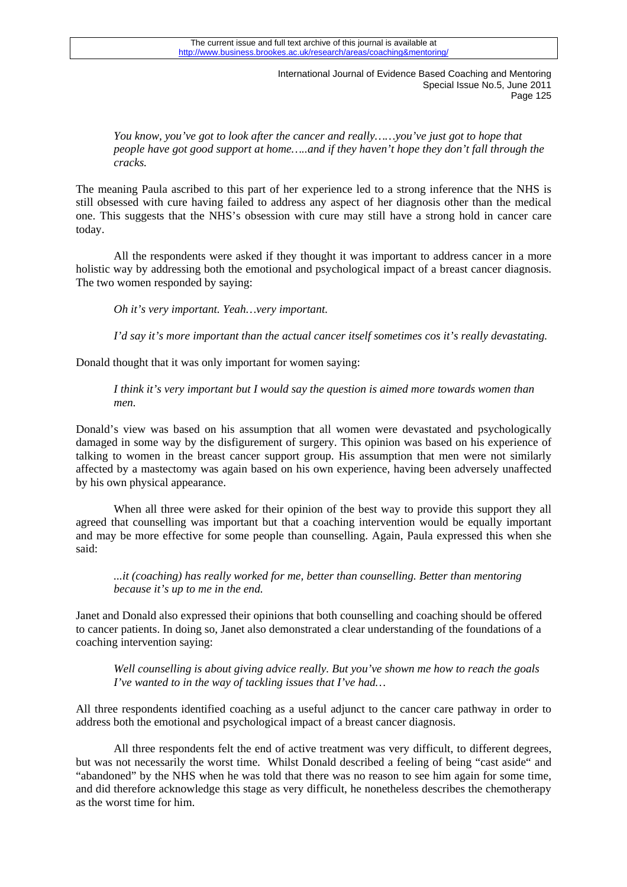*You know, you've got to look after the cancer and really……you've just got to hope that people have got good support at home…..and if they haven't hope they don't fall through the cracks.*

The meaning Paula ascribed to this part of her experience led to a strong inference that the NHS is still obsessed with cure having failed to address any aspect of her diagnosis other than the medical one. This suggests that the NHS's obsession with cure may still have a strong hold in cancer care today.

All the respondents were asked if they thought it was important to address cancer in a more holistic way by addressing both the emotional and psychological impact of a breast cancer diagnosis. The two women responded by saying:

*Oh it's very important. Yeah…very important.*

*I'd say it's more important than the actual cancer itself sometimes cos it's really devastating.*

Donald thought that it was only important for women saying:

*I think it's very important but I would say the question is aimed more towards women than men.*

Donald's view was based on his assumption that all women were devastated and psychologically damaged in some way by the disfigurement of surgery. This opinion was based on his experience of talking to women in the breast cancer support group. His assumption that men were not similarly affected by a mastectomy was again based on his own experience, having been adversely unaffected by his own physical appearance.

When all three were asked for their opinion of the best way to provide this support they all agreed that counselling was important but that a coaching intervention would be equally important and may be more effective for some people than counselling. Again, Paula expressed this when she said:

*...it (coaching) has really worked for me, better than counselling. Better than mentoring because it's up to me in the end.*

Janet and Donald also expressed their opinions that both counselling and coaching should be offered to cancer patients. In doing so, Janet also demonstrated a clear understanding of the foundations of a coaching intervention saying:

*Well counselling is about giving advice really. But you've shown me how to reach the goals I've wanted to in the way of tackling issues that I've had…*

All three respondents identified coaching as a useful adjunct to the cancer care pathway in order to address both the emotional and psychological impact of a breast cancer diagnosis.

All three respondents felt the end of active treatment was very difficult, to different degrees, but was not necessarily the worst time. Whilst Donald described a feeling of being "cast aside" and "abandoned" by the NHS when he was told that there was no reason to see him again for some time, and did therefore acknowledge this stage as very difficult, he nonetheless describes the chemotherapy as the worst time for him.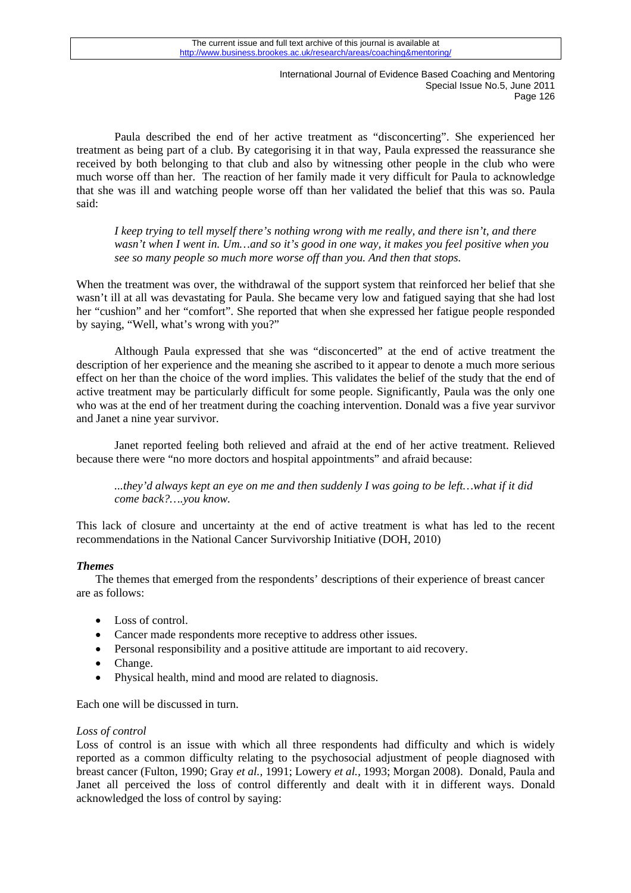Paula described the end of her active treatment as "disconcerting". She experienced her treatment as being part of a club. By categorising it in that way, Paula expressed the reassurance she received by both belonging to that club and also by witnessing other people in the club who were much worse off than her. The reaction of her family made it very difficult for Paula to acknowledge that she was ill and watching people worse off than her validated the belief that this was so. Paula said:

> *I keep trying to tell myself there's nothing wrong with me really, and there isn't, and there wasn't when I went in. Um…and so it's good in one way, it makes you feel positive when you see so many people so much more worse off than you. And then that stops.*

When the treatment was over, the withdrawal of the support system that reinforced her belief that she wasn't ill at all was devastating for Paula. She became very low and fatigued saying that she had lost her "cushion" and her "comfort". She reported that when she expressed her fatigue people responded by saying, "Well, what's wrong with you?"

Although Paula expressed that she was "disconcerted" at the end of active treatment the description of her experience and the meaning she ascribed to it appear to denote a much more serious effect on her than the choice of the word implies. This validates the belief of the study that the end of active treatment may be particularly difficult for some people. Significantly, Paula was the only one who was at the end of her treatment during the coaching intervention. Donald was a five year survivor and Janet a nine year survivor.

Janet reported feeling both relieved and afraid at the end of her active treatment. Relieved because there were "no more doctors and hospital appointments" and afraid because:

> *...they'd always kept an eye on me and then suddenly I was going to be left…what if it did come back?….you know.*

This lack of closure and uncertainty at the end of active treatment is what has led to the recent recommendations in the National Cancer Survivorship Initiative (DOH, 2010)

### *Themes*

The themes that emerged from the respondents' descriptions of their experience of breast cancer are as follows:

- Loss of control.
- Cancer made respondents more receptive to address other issues.
- Personal responsibility and a positive attitude are important to aid recovery.
- Change.
- Physical health, mind and mood are related to diagnosis.

Each one will be discussed in turn.

*Loss of control*

Loss of control is an issue with which all three respondents had difficulty and which is widely reported as a common difficulty relating to the psychosocial adjustment of people diagnosed with breast cancer (Fulton, 1990; Gray *et al.*, 1991; Lowery *et al.*, 1993; Morgan 2008). Donald, Paula and Janet all perceived the loss of control differently and dealt with it in different ways. Donald acknowledged the loss of control by saying: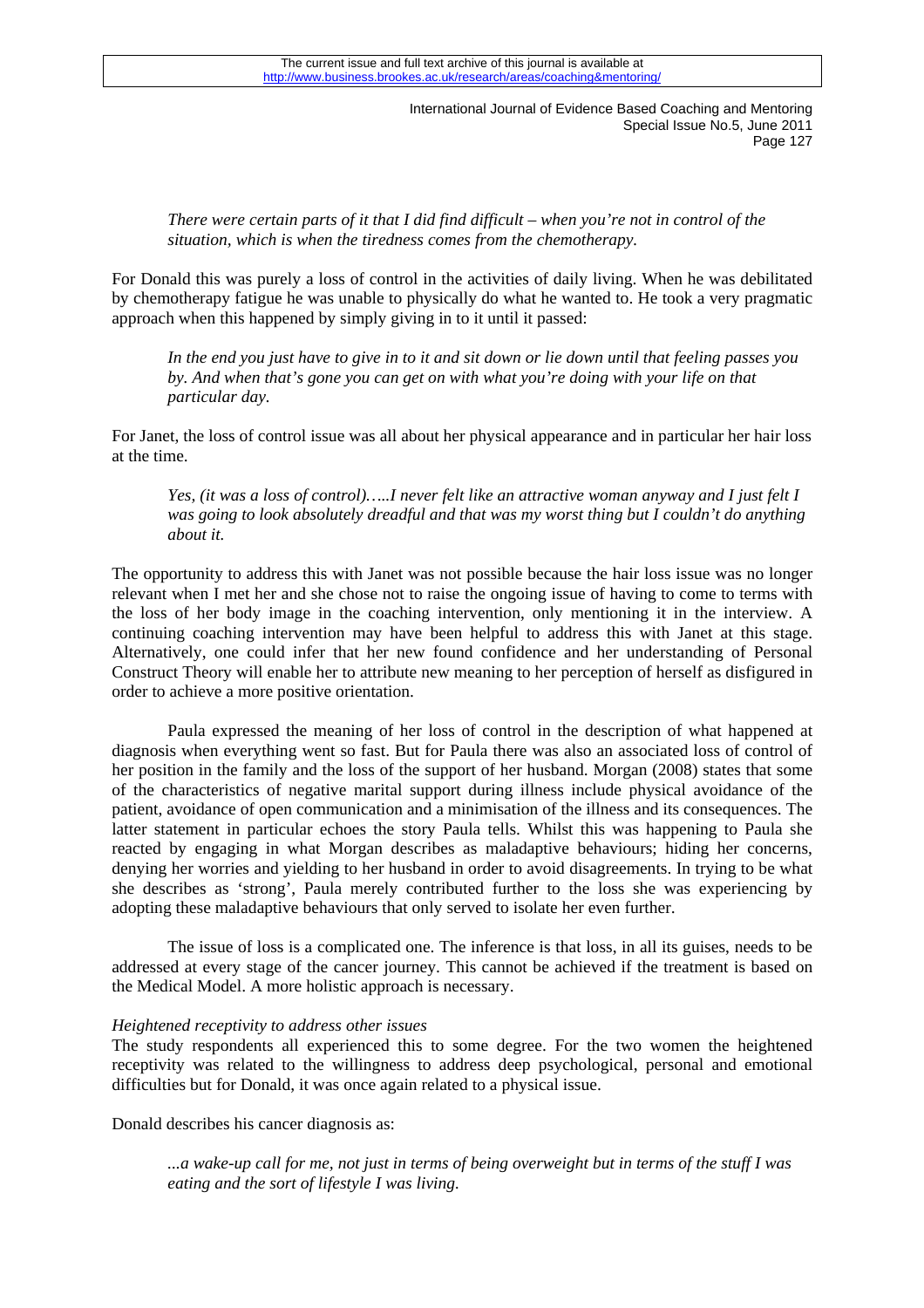> *There were certain parts of it that I did find difficult – when you're not in control of the situation, which is when the tiredness comes from the chemotherapy.*

For Donald this was purely a loss of control in the activities of daily living. When he was debilitated by chemotherapy fatigue he was unable to physically do what he wanted to. He took a very pragmatic approach when this happened by simply giving in to it until it passed:

> *In the end you just have to give in to it and sit down or lie down until that feeling passes you by. And when that's gone you can get on with what you're doing with your life on that particular day.*

For Janet, the loss of control issue was all about her physical appearance and in particular her hair loss at the time.

> *Yes, (it was a loss of control)…..I never felt like an attractive woman anyway and I just felt I was going to look absolutely dreadful and that was my worst thing but I couldn't do anything about it.*

The opportunity to address this with Janet was not possible because the hair loss issue was no longer relevant when I met her and she chose not to raise the ongoing issue of having to come to terms with the loss of her body image in the coaching intervention, only mentioning it in the interview. A continuing coaching intervention may have been helpful to address this with Janet at this stage. Alternatively, one could infer that her new found confidence and her understanding of Personal Construct Theory will enable her to attribute new meaning to her perception of herself as disfigured in order to achieve a more positive orientation.

Paula expressed the meaning of her loss of control in the description of what happened at diagnosis when everything went so fast. But for Paula there was also an associated loss of control of her position in the family and the loss of the support of her husband. Morgan (2008) states that some of the characteristics of negative marital support during illness include physical avoidance of the patient, avoidance of open communication and a minimisation of the illness and its consequences. The latter statement in particular echoes the story Paula tells. Whilst this was happening to Paula she reacted by engaging in what Morgan describes as maladaptive behaviours; hiding her concerns, denying her worries and yielding to her husband in order to avoid disagreements. In trying to be what she describes as 'strong', Paula merely contributed further to the loss she was experiencing by adopting these maladaptive behaviours that only served to isolate her even further.

The issue of loss is a complicated one. The inference is that loss, in all its guises, needs to be addressed at every stage of the cancer journey. This cannot be achieved if the treatment is based on the Medical Model. A more holistic approach is necessary.

*Heightened receptivity to address other issues*

The study respondents all experienced this to some degree. For the two women the heightened receptivity was related to the willingness to address deep psychological, personal and emotional difficulties but for Donald, it was once again related to a physical issue.

Donald describes his cancer diagnosis as:

> *...a wake-up call for me, not just in terms of being overweight but in terms of the stuff I was eating and the sort of lifestyle I was living.*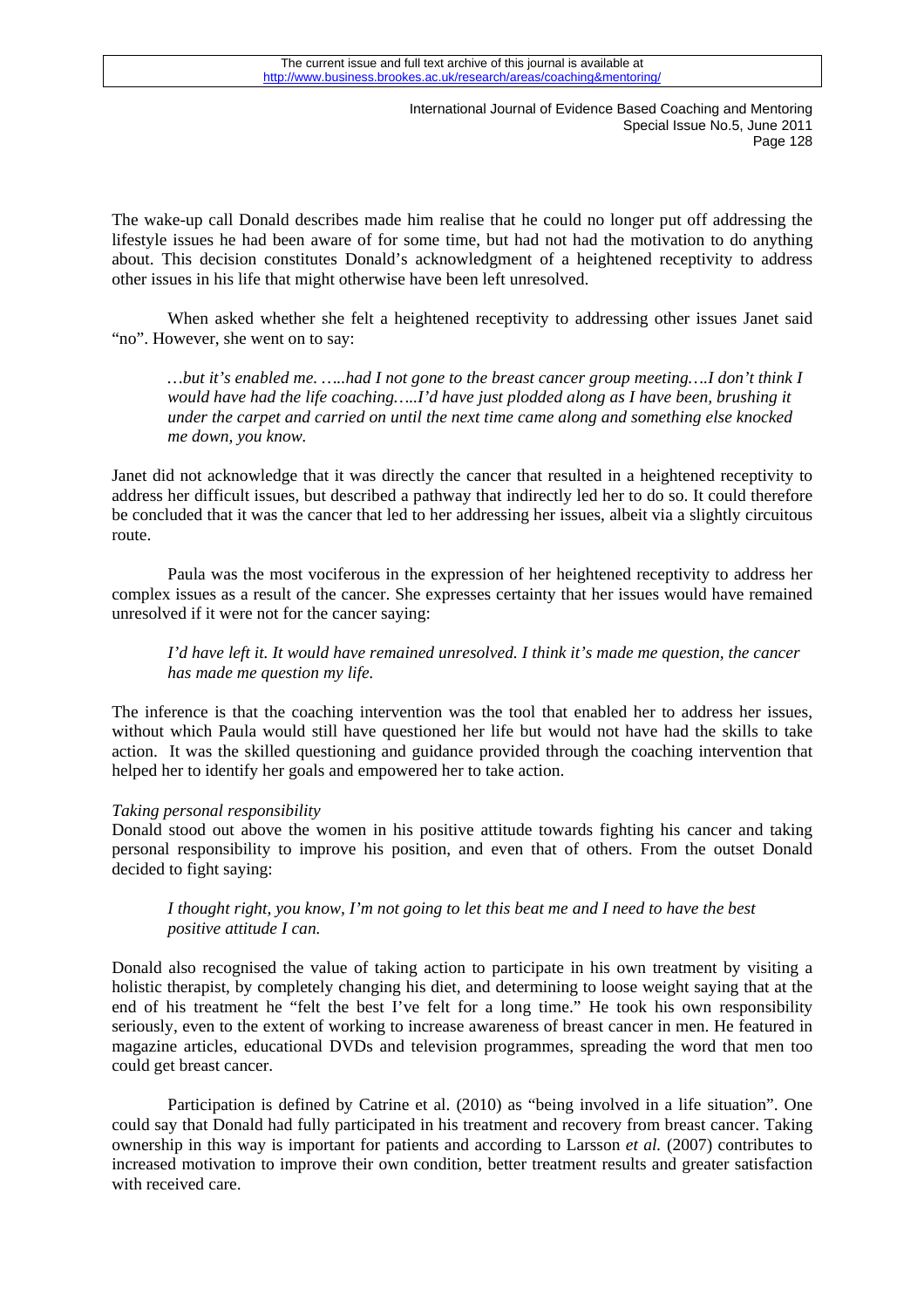The wake-up call Donald describes made him realise that he could no longer put off addressing the lifestyle issues he had been aware of for some time, but had not had the motivation to do anything about. This decision constitutes Donald's acknowledgment of a heightened receptivity to address other issues in his life that might otherwise have been left unresolved.

When asked whether she felt a heightened receptivity to addressing other issues Janet said "no". However, she went on to say:

> *…but it's enabled me. …..had I not gone to the breast cancer group meeting….I don't think I would have had the life coaching…..I'd have just plodded along as I have been, brushing it under the carpet and carried on until the next time came along and something else knocked me down, you know.*

Janet did not acknowledge that it was directly the cancer that resulted in a heightened receptivity to address her difficult issues, but described a pathway that indirectly led her to do so. It could therefore be concluded that it was the cancer that led to her addressing her issues, albeit via a slightly circuitous route.

Paula was the most vociferous in the expression of her heightened receptivity to address her complex issues as a result of the cancer. She expresses certainty that her issues would have remained unresolved if it were not for the cancer saying:

> *I'd have left it. It would have remained unresolved. I think it's made me question, the cancer has made me question my life.*

The inference is that the coaching intervention was the tool that enabled her to address her issues, without which Paula would still have questioned her life but would not have had the skills to take action. It was the skilled questioning and guidance provided through the coaching intervention that helped her to identify her goals and empowered her to take action.

*Taking personal responsibility*

Donald stood out above the women in his positive attitude towards fighting his cancer and taking personal responsibility to improve his position, and even that of others. From the outset Donald decided to fight saying:

> *I thought right, you know, I'm not going to let this beat me and I need to have the best positive attitude I can.*

Donald also recognised the value of taking action to participate in his own treatment by visiting a holistic therapist, by completely changing his diet, and determining to loose weight saying that at the end of his treatment he "felt the best I've felt for a long time." He took his own responsibility seriously, even to the extent of working to increase awareness of breast cancer in men. He featured in magazine articles, educational DVDs and television programmes, spreading the word that men too could get breast cancer.

Participation is defined by Catrine et al. (2010) as "being involved in a life situation". One could say that Donald had fully participated in his treatment and recovery from breast cancer. Taking ownership in this way is important for patients and according to Larsson *et al.* (2007) contributes to increased motivation to improve their own condition, better treatment results and greater satisfaction with received care.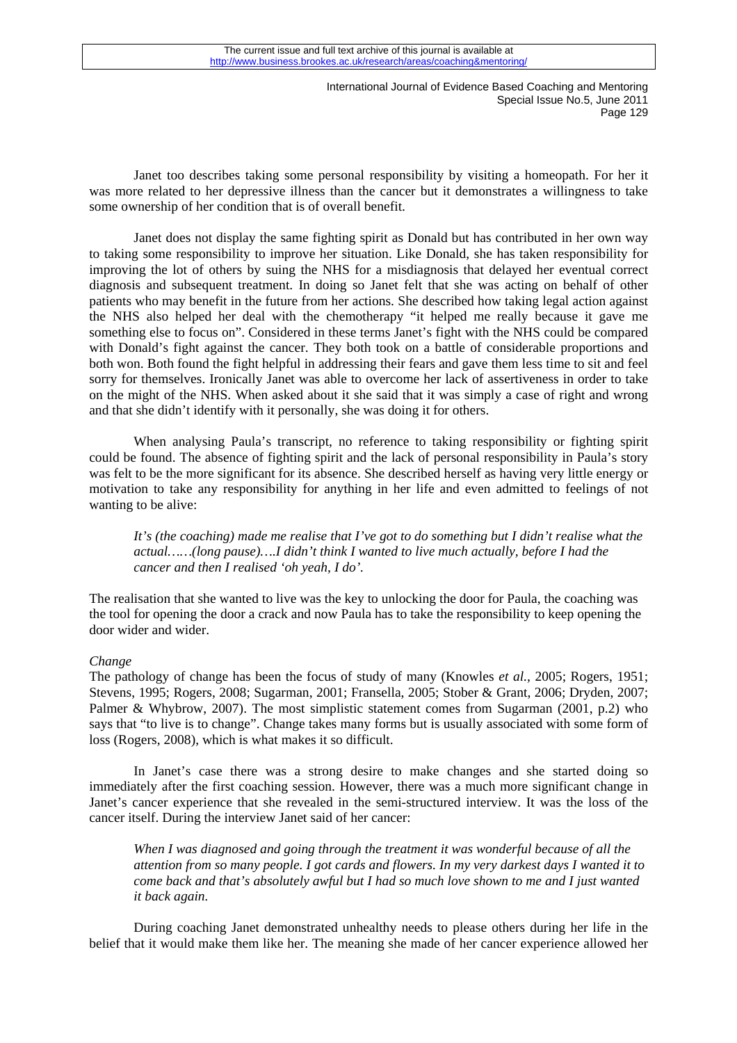Janet too describes taking some personal responsibility by visiting a homeopath. For her it was more related to her depressive illness than the cancer but it demonstrates a willingness to take some ownership of her condition that is of overall benefit.

Janet does not display the same fighting spirit as Donald but has contributed in her own way to taking some responsibility to improve her situation. Like Donald, she has taken responsibility for improving the lot of others by suing the NHS for a misdiagnosis that delayed her eventual correct diagnosis and subsequent treatment. In doing so Janet felt that she was acting on behalf of other patients who may benefit in the future from her actions. She described how taking legal action against the NHS also helped her deal with the chemotherapy "it helped me really because it gave me something else to focus on". Considered in these terms Janet's fight with the NHS could be compared with Donald's fight against the cancer. They both took on a battle of considerable proportions and both won. Both found the fight helpful in addressing their fears and gave them less time to sit and feel sorry for themselves. Ironically Janet was able to overcome her lack of assertiveness in order to take on the might of the NHS. When asked about it she said that it was simply a case of right and wrong and that she didn't identify with it personally, she was doing it for others.

When analysing Paula's transcript, no reference to taking responsibility or fighting spirit could be found. The absence of fighting spirit and the lack of personal responsibility in Paula's story was felt to be the more significant for its absence. She described herself as having very little energy or motivation to take any responsibility for anything in her life and even admitted to feelings of not wanting to be alive:

> *It's (the coaching) made me realise that I've got to do something but I didn't realise what the actual……(long pause)….I didn't think I wanted to live much actually, before I had the cancer and then I realised 'oh yeah, I do'.*

The realisation that she wanted to live was the key to unlocking the door for Paula, the coaching was the tool for opening the door a crack and now Paula has to take the responsibility to keep opening the door wider and wider.

*Change*

The pathology of change has been the focus of study of many (Knowles *et al.*, 2005; Rogers, 1951; Stevens, 1995; Rogers, 2008; Sugarman, 2001; Fransella, 2005; Stober & Grant, 2006; Dryden, 2007; Palmer & Whybrow, 2007). The most simplistic statement comes from Sugarman (2001, p.2) who says that "to live is to change". Change takes many forms but is usually associated with some form of loss (Rogers, 2008), which is what makes it so difficult.

In Janet's case there was a strong desire to make changes and she started doing so immediately after the first coaching session. However, there was a much more significant change in Janet's cancer experience that she revealed in the semi-structured interview. It was the loss of the cancer itself. During the interview Janet said of her cancer:

> *When I was diagnosed and going through the treatment it was wonderful because of all the attention from so many people. I got cards and flowers. In my very darkest days I wanted it to come back and that's absolutely awful but I had so much love shown to me and I just wanted it back again.*

During coaching Janet demonstrated unhealthy needs to please others during her life in the belief that it would make them like her. The meaning she made of her cancer experience allowed her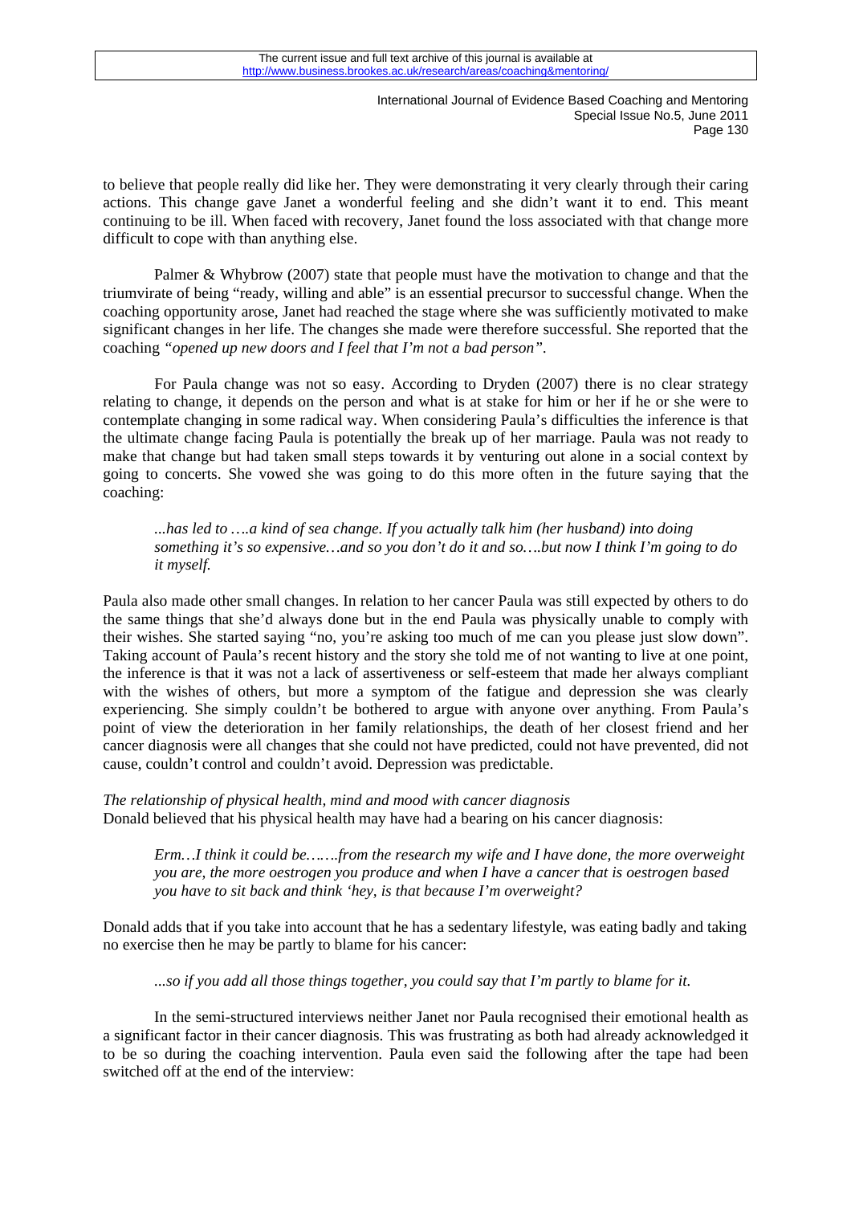to believe that people really did like her. They were demonstrating it very clearly through their caring actions. This change gave Janet a wonderful feeling and she didn't want it to end. This meant continuing to be ill. When faced with recovery, Janet found the loss associated with that change more difficult to cope with than anything else.

Palmer & Whybrow (2007) state that people must have the motivation to change and that the triumvirate of being "ready, willing and able" is an essential precursor to successful change. When the coaching opportunity arose, Janet had reached the stage where she was sufficiently motivated to make significant changes in her life. The changes she made were therefore successful. She reported that the coaching *"opened up new doors and I feel that I'm not a bad person"*.

For Paula change was not so easy. According to Dryden (2007) there is no clear strategy relating to change, it depends on the person and what is at stake for him or her if he or she were to contemplate changing in some radical way. When considering Paula's difficulties the inference is that the ultimate change facing Paula is potentially the break up of her marriage. Paula was not ready to make that change but had taken small steps towards it by venturing out alone in a social context by going to concerts. She vowed she was going to do this more often in the future saying that the coaching:

> *...has led to ….a kind of sea change. If you actually talk him (her husband) into doing something it's so expensive…and so you don't do it and so….but now I think I'm going to do it myself.*

Paula also made other small changes. In relation to her cancer Paula was still expected by others to do the same things that she'd always done but in the end Paula was physically unable to comply with their wishes. She started saying "no, you're asking too much of me can you please just slow down". Taking account of Paula's recent history and the story she told me of not wanting to live at one point, the inference is that it was not a lack of assertiveness or self-esteem that made her always compliant with the wishes of others, but more a symptom of the fatigue and depression she was clearly experiencing. She simply couldn't be bothered to argue with anyone over anything. From Paula's point of view the deterioration in her family relationships, the death of her closest friend and her cancer diagnosis were all changes that she could not have predicted, could not have prevented, did not cause, couldn't control and couldn't avoid. Depression was predictable.

*The relationship of physical health, mind and mood with cancer diagnosis*

Donald believed that his physical health may have had a bearing on his cancer diagnosis:

> *Erm…I think it could be…….from the research my wife and I have done, the more overweight you are, the more oestrogen you produce and when I have a cancer that is oestrogen based you have to sit back and think 'hey, is that because I'm overweight?*

Donald adds that if you take into account that he has a sedentary lifestyle, was eating badly and taking no exercise then he may be partly to blame for his cancer:

> *...so if you add all those things together, you could say that I'm partly to blame for it.*

In the semi-structured interviews neither Janet nor Paula recognised their emotional health as a significant factor in their cancer diagnosis. This was frustrating as both had already acknowledged it to be so during the coaching intervention. Paula even said the following after the tape had been switched off at the end of the interview: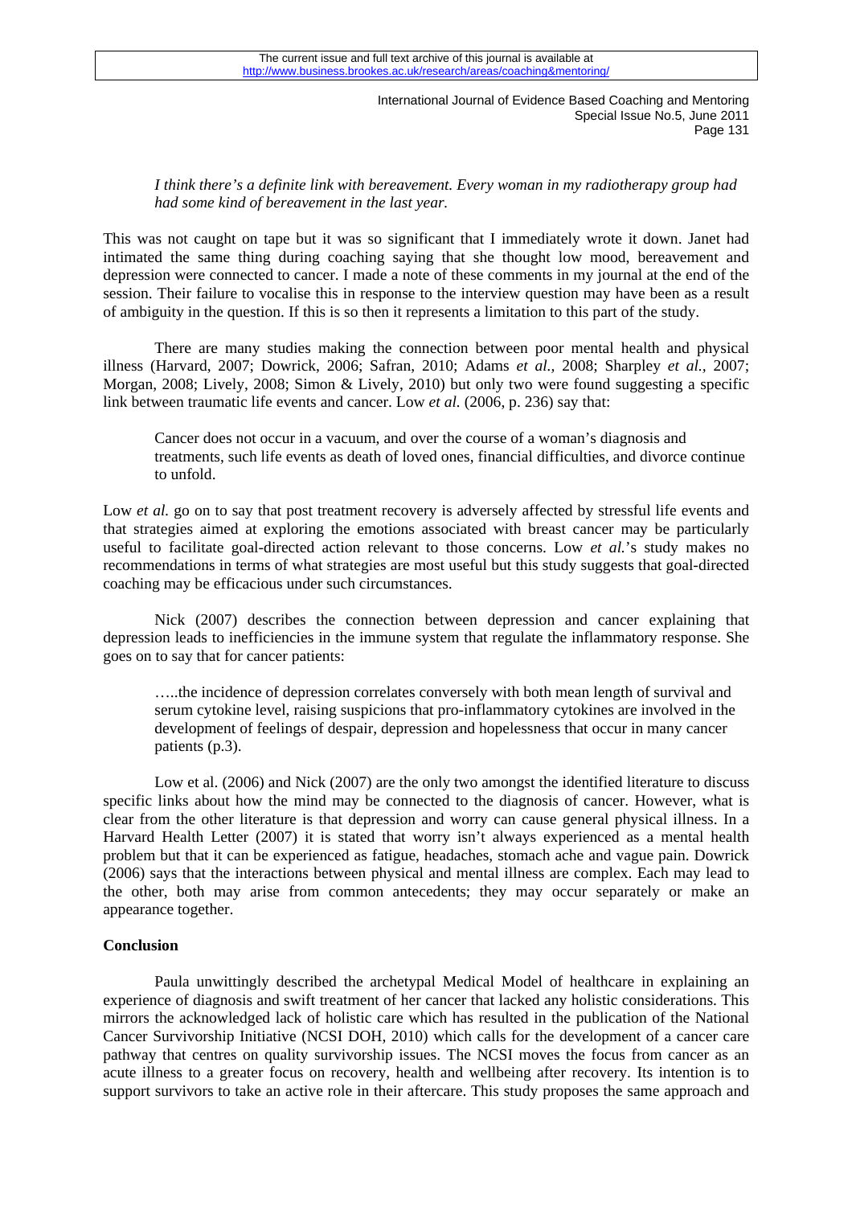*I think there's a definite link with bereavement. Every woman in my radiotherapy group had had some kind of bereavement in the last year.*

This was not caught on tape but it was so significant that I immediately wrote it down. Janet had intimated the same thing during coaching saying that she thought low mood, bereavement and depression were connected to cancer. I made a note of these comments in my journal at the end of the session. Their failure to vocalise this in response to the interview question may have been as a result of ambiguity in the question. If this is so then it represents a limitation to this part of the study.

There are many studies making the connection between poor mental health and physical illness (Harvard, 2007; Dowrick, 2006; Safran, 2010; Adams *et al.,* 2008; Sharpley *et al.,* 2007; Morgan, 2008; Lively, 2008; Simon & Lively, 2010) but only two were found suggesting a specific link between traumatic life events and cancer. Low *et al.* (2006, p. 236) say that:

> Cancer does not occur in a vacuum, and over the course of a woman's diagnosis and treatments, such life events as death of loved ones, financial difficulties, and divorce continue to unfold.

Low *et al.* go on to say that post treatment recovery is adversely affected by stressful life events and that strategies aimed at exploring the emotions associated with breast cancer may be particularly useful to facilitate goal-directed action relevant to those concerns. Low *et al.*'s study makes no recommendations in terms of what strategies are most useful but this study suggests that goal-directed coaching may be efficacious under such circumstances.

Nick (2007) describes the connection between depression and cancer explaining that depression leads to inefficiencies in the immune system that regulate the inflammatory response. She goes on to say that for cancer patients:

> …..the incidence of depression correlates conversely with both mean length of survival and serum cytokine level, raising suspicions that pro-inflammatory cytokines are involved in the development of feelings of despair, depression and hopelessness that occur in many cancer patients (p.3).

Low et al. (2006) and Nick (2007) are the only two amongst the identified literature to discuss specific links about how the mind may be connected to the diagnosis of cancer. However, what is clear from the other literature is that depression and worry can cause general physical illness. In a Harvard Health Letter (2007) it is stated that worry isn't always experienced as a mental health problem but that it can be experienced as fatigue, headaches, stomach ache and vague pain. Dowrick (2006) says that the interactions between physical and mental illness are complex. Each may lead to the other, both may arise from common antecedents; they may occur separately or make an appearance together.

**Conclusion**

Paula unwittingly described the archetypal Medical Model of healthcare in explaining an experience of diagnosis and swift treatment of her cancer that lacked any holistic considerations. This mirrors the acknowledged lack of holistic care which has resulted in the publication of the National Cancer Survivorship Initiative (NCSI DOH, 2010) which calls for the development of a cancer care pathway that centres on quality survivorship issues. The NCSI moves the focus from cancer as an acute illness to a greater focus on recovery, health and wellbeing after recovery. Its intention is to support survivors to take an active role in their aftercare. This study proposes the same approach and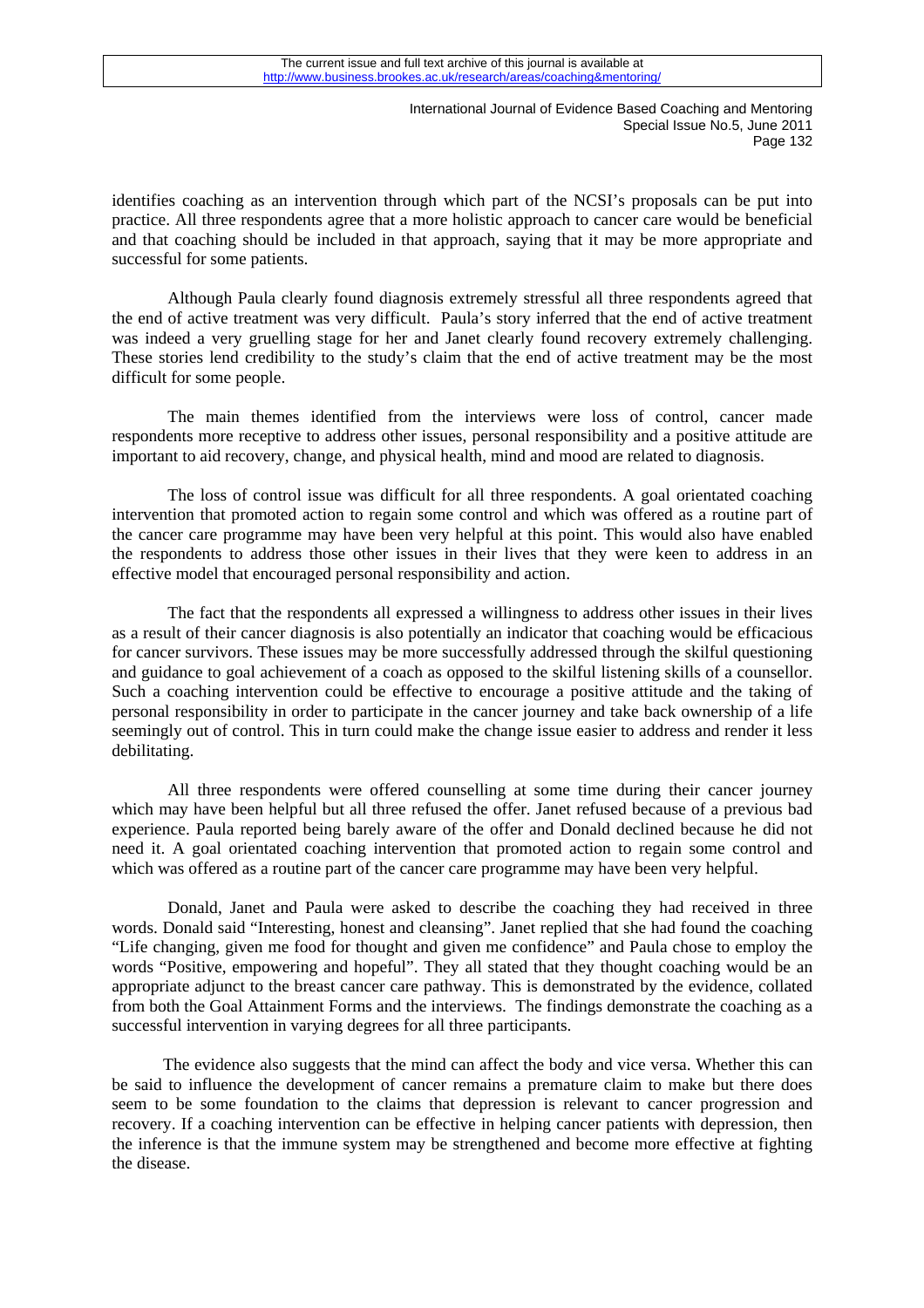identifies coaching as an intervention through which part of the NCSI's proposals can be put into practice. All three respondents agree that a more holistic approach to cancer care would be beneficial and that coaching should be included in that approach, saying that it may be more appropriate and successful for some patients.

Although Paula clearly found diagnosis extremely stressful all three respondents agreed that the end of active treatment was very difficult. Paula's story inferred that the end of active treatment was indeed a very gruelling stage for her and Janet clearly found recovery extremely challenging. These stories lend credibility to the study's claim that the end of active treatment may be the most difficult for some people.

The main themes identified from the interviews were loss of control, cancer made respondents more receptive to address other issues, personal responsibility and a positive attitude are important to aid recovery, change, and physical health, mind and mood are related to diagnosis.

The loss of control issue was difficult for all three respondents. A goal orientated coaching intervention that promoted action to regain some control and which was offered as a routine part of the cancer care programme may have been very helpful at this point. This would also have enabled the respondents to address those other issues in their lives that they were keen to address in an effective model that encouraged personal responsibility and action.

The fact that the respondents all expressed a willingness to address other issues in their lives as a result of their cancer diagnosis is also potentially an indicator that coaching would be efficacious for cancer survivors. These issues may be more successfully addressed through the skilful questioning and guidance to goal achievement of a coach as opposed to the skilful listening skills of a counsellor. Such a coaching intervention could be effective to encourage a positive attitude and the taking of personal responsibility in order to participate in the cancer journey and take back ownership of a life seemingly out of control. This in turn could make the change issue easier to address and render it less debilitating.

All three respondents were offered counselling at some time during their cancer journey which may have been helpful but all three refused the offer. Janet refused because of a previous bad experience. Paula reported being barely aware of the offer and Donald declined because he did not need it. A goal orientated coaching intervention that promoted action to regain some control and which was offered as a routine part of the cancer care programme may have been very helpful.

Donald, Janet and Paula were asked to describe the coaching they had received in three words. Donald said "Interesting, honest and cleansing". Janet replied that she had found the coaching "Life changing, given me food for thought and given me confidence" and Paula chose to employ the words "Positive, empowering and hopeful". They all stated that they thought coaching would be an appropriate adjunct to the breast cancer care pathway. This is demonstrated by the evidence, collated from both the Goal Attainment Forms and the interviews. The findings demonstrate the coaching as a successful intervention in varying degrees for all three participants.

The evidence also suggests that the mind can affect the body and vice versa. Whether this can be said to influence the development of cancer remains a premature claim to make but there does seem to be some foundation to the claims that depression is relevant to cancer progression and recovery. If a coaching intervention can be effective in helping cancer patients with depression, then the inference is that the immune system may be strengthened and become more effective at fighting the disease.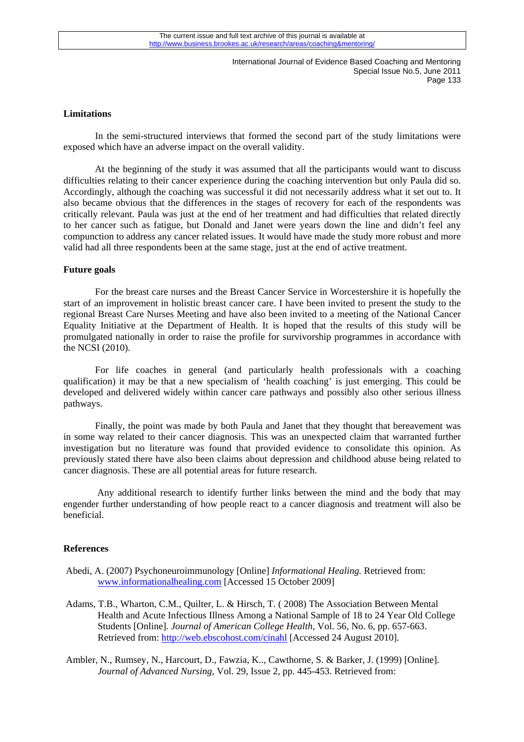## Limitations

In the semi-structured interviews that formed the second part of the study limitations were exposed which have an adverse impact on the overall validity.

At the beginning of the study it was assumed that all the participants would want to discuss difficulties relating to their cancer experience during the coaching intervention but only Paula did so. Accordingly, although the coaching was successful it did not necessarily address what it set out to. It also became obvious that the differences in the stages of recovery for each of the respondents was critically relevant. Paula was just at the end of her treatment and had difficulties that related directly to her cancer such as fatigue, but Donald and Janet were years down the line and didn't feel any compunction to address any cancer related issues. It would have made the study more robust and more valid had all three respondents been at the same stage, just at the end of active treatment.

## Future goals

For the breast care nurses and the Breast Cancer Service in Worcestershire it is hopefully the start of an improvement in holistic breast cancer care. I have been invited to present the study to the regional Breast Care Nurses Meeting and have also been invited to a meeting of the National Cancer Equality Initiative at the Department of Health. It is hoped that the results of this study will be promulgated nationally in order to raise the profile for survivorship programmes in accordance with the NCSI (2010).

For life coaches in general (and particularly health professionals with a coaching qualification) it may be that a new specialism of 'health coaching' is just emerging. This could be developed and delivered widely within cancer care pathways and possibly also other serious illness pathways.

Finally, the point was made by both Paula and Janet that they thought that bereavement was in some way related to their cancer diagnosis. This was an unexpected claim that warranted further investigation but no literature was found that provided evidence to consolidate this opinion. As previously stated there have also been claims about depression and childhood abuse being related to cancer diagnosis. These are all potential areas for future research.

Any additional research to identify further links between the mind and the body that may engender further understanding of how people react to a cancer diagnosis and treatment will also be beneficial.

## References

Abedi, A. (2007) Psychoneuroimmunology [Online] *Informational Healing.* Retrieved from: www.informationalhealing.com [Accessed 15 October 2009]

Adams, T.B., Wharton, C.M., Quilter, L. & Hirsch, T. ( 2008) The Association Between Mental Health and Acute Infectious Illness Among a National Sample of 18 to 24 Year Old College Students [Online]. *Journal of American College Health*, Vol. 56, No. 6, pp. 657-663. Retrieved from: http://web.ebscohost.com/cinahl [Accessed 24 August 2010].

Ambler, N., Rumsey, N., Harcourt, D., Fawzia, K.., Cawthorne, S. & Barker, J. (1999) [Online]. *Journal of Advanced Nursing*, Vol. 29, Issue 2, pp. 445-453. Retrieved from: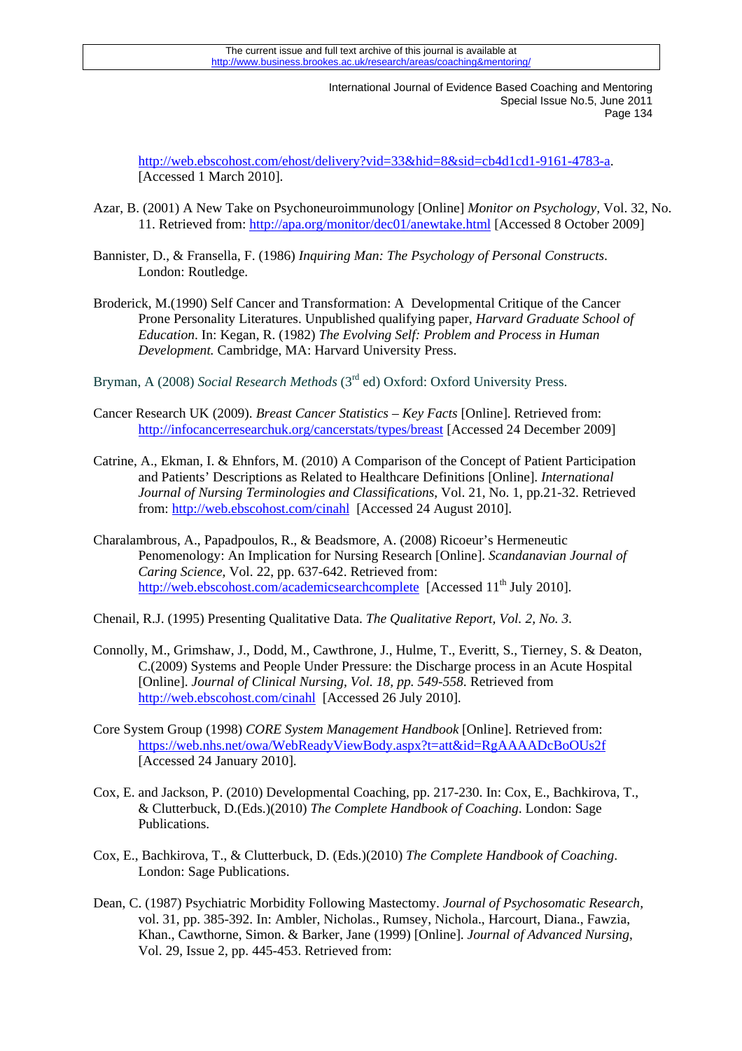http://web.ebscohost.com/ehost/delivery?vid=33&hid=8&sid=cb4d1cd1-9161-4783-a. [Accessed 1 March 2010].

Azar, B. (2001) A New Take on Psychoneuroimmunology [Online] *Monitor on Psychology*, Vol. 32, No. 11. Retrieved from: http://apa.org/monitor/dec01/anewtake.html [Accessed 8 October 2009]

Bannister, D., & Fransella, F. (1986) *Inquiring Man: The Psychology of Personal Constructs*. London: Routledge.

Broderick, M.(1990) Self Cancer and Transformation: A Developmental Critique of the Cancer Prone Personality Literatures. Unpublished qualifying paper, *Harvard Graduate School of Education*. In: Kegan, R. (1982) *The Evolving Self: Problem and Process in Human Development.* Cambridge, MA: Harvard University Press.

Bryman, A (2008) *Social Research Methods* (3rd ed) Oxford: Oxford University Press.

Cancer Research UK (2009). *Breast Cancer Statistics – Key Facts* [Online]. Retrieved from: http://infocancerresearchuk.org/cancerstats/types/breast [Accessed 24 December 2009]

Catrine, A., Ekman, I. & Ehnfors, M. (2010) A Comparison of the Concept of Patient Participation and Patients' Descriptions as Related to Healthcare Definitions [Online]. *International Journal of Nursing Terminologies and Classifications*, Vol. 21, No. 1, pp.21-32. Retrieved from: http://web.ebscohost.com/cinahl [Accessed 24 August 2010].

Charalambrous, A., Papadpoulos, R., & Beadsmore, A. (2008) Ricoeur's Hermeneutic Penomenology: An Implication for Nursing Research [Online]. *Scandanavian Journal of Caring Science*, Vol. 22, pp. 637-642. Retrieved from: http://web.ebscohost.com/academicsearchcomplete [Accessed 11th July 2010].

Chenail, R.J. (1995) Presenting Qualitative Data. *The Qualitative Report, Vol. 2, No. 3*.

Connolly, M., Grimshaw, J., Dodd, M., Cawthrone, J., Hulme, T., Everitt, S., Tierney, S. & Deaton, C.(2009) Systems and People Under Pressure: the Discharge process in an Acute Hospital [Online]. *Journal of Clinical Nursing, Vol. 18, pp. 549-558*. Retrieved from http://web.ebscohost.com/cinahl [Accessed 26 July 2010].

Core System Group (1998) *CORE System Management Handbook* [Online]. Retrieved from: https://web.nhs.net/owa/WebReadyViewBody.aspx?t=att&id=RgAAAADcBoOUs2f [Accessed 24 January 2010].

Cox, E. and Jackson, P. (2010) Developmental Coaching, pp. 217-230. In: Cox, E., Bachkirova, T., & Clutterbuck, D.(Eds.)(2010) *The Complete Handbook of Coaching*. London: Sage Publications.

Cox, E., Bachkirova, T., & Clutterbuck, D. (Eds.)(2010) *The Complete Handbook of Coaching*. London: Sage Publications.

Dean, C. (1987) Psychiatric Morbidity Following Mastectomy. *Journal of Psychosomatic Research*, vol. 31, pp. 385-392. In: Ambler, Nicholas., Rumsey, Nichola., Harcourt, Diana., Fawzia, Khan., Cawthorne, Simon. & Barker, Jane (1999) [Online]. *Journal of Advanced Nursing*, Vol. 29, Issue 2, pp. 445-453. Retrieved from: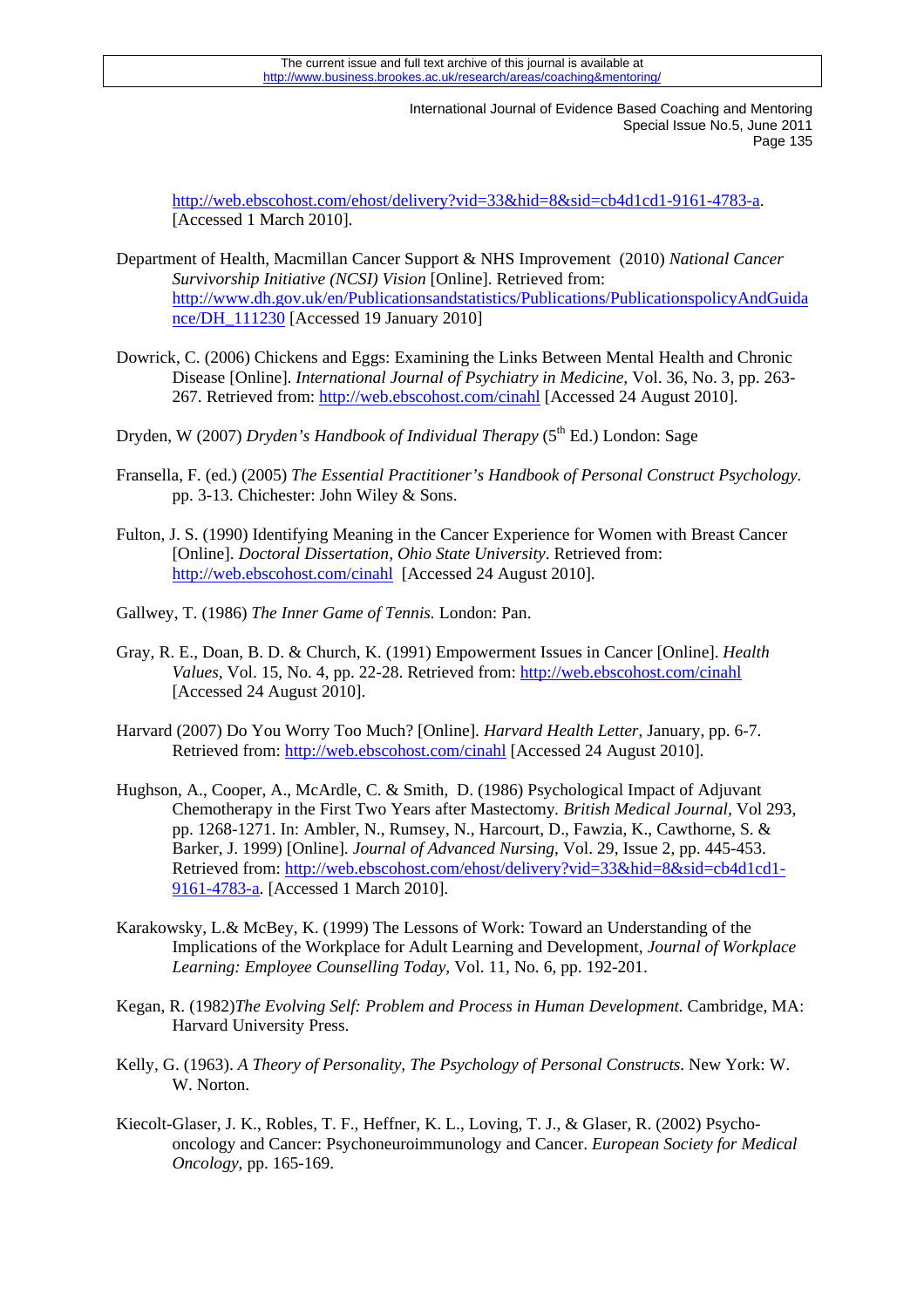http://web.ebscohost.com/ehost/delivery?vid=33&hid=8&sid=cb4d1cd1-9161-4783-a. [Accessed 1 March 2010].

Department of Health, Macmillan Cancer Support & NHS Improvement (2010) *National Cancer Survivorship Initiative (NCSI) Vision* [Online]. Retrieved from: http://www.dh.gov.uk/en/Publicationsandstatistics/Publications/PublicationspolicyAndGuidance/DH_111230 [Accessed 19 January 2010]

Dowrick, C. (2006) Chickens and Eggs: Examining the Links Between Mental Health and Chronic Disease [Online]. *International Journal of Psychiatry in Medicine*, Vol. 36, No. 3, pp. 263-267. Retrieved from: http://web.ebscohost.com/cinahl [Accessed 24 August 2010].

Dryden, W (2007) *Dryden's Handbook of Individual Therapy* (5th Ed.) London: Sage

Fransella, F. (ed.) (2005) *The Essential Practitioner's Handbook of Personal Construct Psychology*. pp. 3-13. Chichester: John Wiley & Sons.

Fulton, J. S. (1990) Identifying Meaning in the Cancer Experience for Women with Breast Cancer [Online]. *Doctoral Dissertation, Ohio State University*. Retrieved from: http://web.ebscohost.com/cinahl [Accessed 24 August 2010].

Gallwey, T. (1986) *The Inner Game of Tennis.* London: Pan.

Gray, R. E., Doan, B. D. & Church, K. (1991) Empowerment Issues in Cancer [Online]. *Health Values*, Vol. 15, No. 4, pp. 22-28. Retrieved from: http://web.ebscohost.com/cinahl [Accessed 24 August 2010].

Harvard (2007) Do You Worry Too Much? [Online]. *Harvard Health Letter*, January, pp. 6-7. Retrieved from: http://web.ebscohost.com/cinahl [Accessed 24 August 2010].

Hughson, A., Cooper, A., McArdle, C. & Smith, D. (1986) Psychological Impact of Adjuvant Chemotherapy in the First Two Years after Mastectomy. *British Medical Journal*, Vol 293, pp. 1268-1271. In: Ambler, N., Rumsey, N., Harcourt, D., Fawzia, K., Cawthorne, S. & Barker, J. 1999) [Online]. *Journal of Advanced Nursing*, Vol. 29, Issue 2, pp. 445-453. Retrieved from: http://web.ebscohost.com/ehost/delivery?vid=33&hid=8&sid=cb4d1cd1-9161-4783-a. [Accessed 1 March 2010].

Karakowsky, L.& McBey, K. (1999) The Lessons of Work: Toward an Understanding of the Implications of the Workplace for Adult Learning and Development, *Journal of Workplace Learning: Employee Counselling Today*, Vol. 11, No. 6, pp. 192-201.

Kegan, R. (1982)*The Evolving Self: Problem and Process in Human Development.* Cambridge, MA: Harvard University Press.

Kelly, G. (1963). *A Theory of Personality, The Psychology of Personal Constructs*. New York: W. W. Norton.

Kiecolt-Glaser, J. K., Robles, T. F., Heffner, K. L., Loving, T. J., & Glaser, R. (2002) Psycho-oncology and Cancer: Psychoneuroimmunology and Cancer. *European Society for Medical Oncology*, pp. 165-169.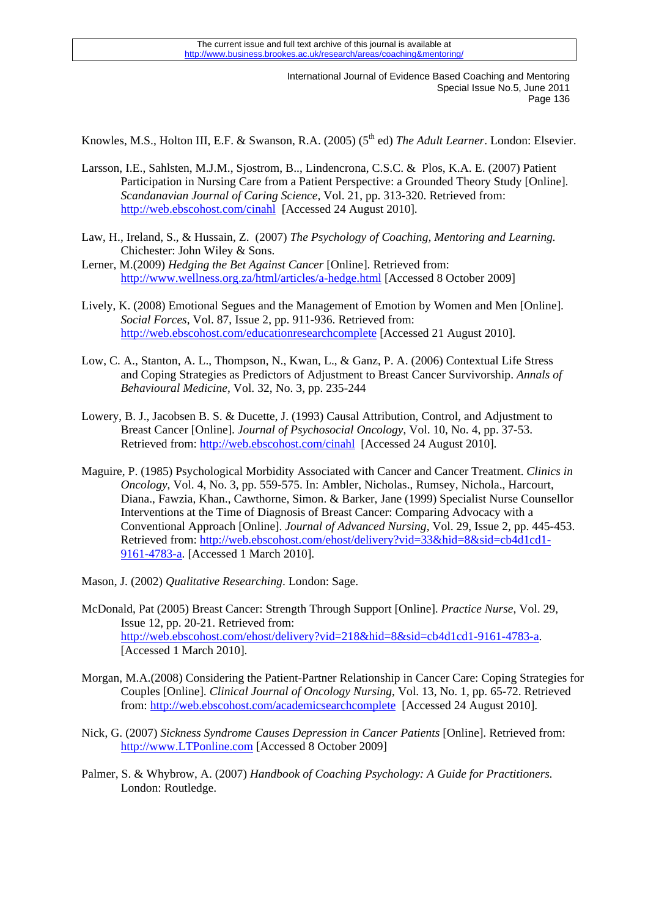Knowles, M.S., Holton III, E.F. & Swanson, R.A. (2005) (5th ed) *The Adult Learner*. London: Elsevier.

Larsson, I.E., Sahlsten, M.J.M., Sjostrom, B.., Lindencrona, C.S.C. & Plos, K.A. E. (2007) Patient Participation in Nursing Care from a Patient Perspective: a Grounded Theory Study [Online]. *Scandanavian Journal of Caring Science*, Vol. 21, pp. 313-320. Retrieved from: http://web.ebscohost.com/cinahl [Accessed 24 August 2010].

Law, H., Ireland, S., & Hussain, Z. (2007) *The Psychology of Coaching, Mentoring and Learning.* Chichester: John Wiley & Sons.

Lerner, M.(2009) *Hedging the Bet Against Cancer* [Online]. Retrieved from: http://www.wellness.org.za/html/articles/a-hedge.html [Accessed 8 October 2009]

Lively, K. (2008) Emotional Segues and the Management of Emotion by Women and Men [Online]. *Social Forces*, Vol. 87, Issue 2, pp. 911-936. Retrieved from: http://web.ebscohost.com/educationresearchcomplete [Accessed 21 August 2010].

Low, C. A., Stanton, A. L., Thompson, N., Kwan, L., & Ganz, P. A. (2006) Contextual Life Stress and Coping Strategies as Predictors of Adjustment to Breast Cancer Survivorship. *Annals of Behavioural Medicine*, Vol. 32, No. 3, pp. 235-244

Lowery, B. J., Jacobsen B. S. & Ducette, J. (1993) Causal Attribution, Control, and Adjustment to Breast Cancer [Online]. *Journal of Psychosocial Oncology*, Vol. 10, No. 4, pp. 37-53. Retrieved from: http://web.ebscohost.com/cinahl [Accessed 24 August 2010].

Maguire, P. (1985) Psychological Morbidity Associated with Cancer and Cancer Treatment. *Clinics in Oncology*, Vol. 4, No. 3, pp. 559-575. In: Ambler, Nicholas., Rumsey, Nichola., Harcourt, Diana., Fawzia, Khan., Cawthorne, Simon. & Barker, Jane (1999) Specialist Nurse Counsellor Interventions at the Time of Diagnosis of Breast Cancer: Comparing Advocacy with a Conventional Approach [Online]. *Journal of Advanced Nursing*, Vol. 29, Issue 2, pp. 445-453. Retrieved from: http://web.ebscohost.com/ehost/delivery?vid=33&hid=8&sid=cb4d1cd1-9161-4783-a. [Accessed 1 March 2010].

Mason, J. (2002) *Qualitative Researching*. London: Sage.

McDonald, Pat (2005) Breast Cancer: Strength Through Support [Online]. *Practice Nurse*, Vol. 29, Issue 12, pp. 20-21. Retrieved from: http://web.ebscohost.com/ehost/delivery?vid=218&hid=8&sid=cb4d1cd1-9161-4783-a. [Accessed 1 March 2010].

Morgan, M.A.(2008) Considering the Patient-Partner Relationship in Cancer Care: Coping Strategies for Couples [Online]. *Clinical Journal of Oncology Nursing*, Vol. 13, No. 1, pp. 65-72. Retrieved from: http://web.ebscohost.com/academicsearchcomplete [Accessed 24 August 2010].

Nick, G. (2007) *Sickness Syndrome Causes Depression in Cancer Patients* [Online]. Retrieved from: http://www.LTPonline.com [Accessed 8 October 2009]

Palmer, S. & Whybrow, A. (2007) *Handbook of Coaching Psychology: A Guide for Practitioners.* London: Routledge.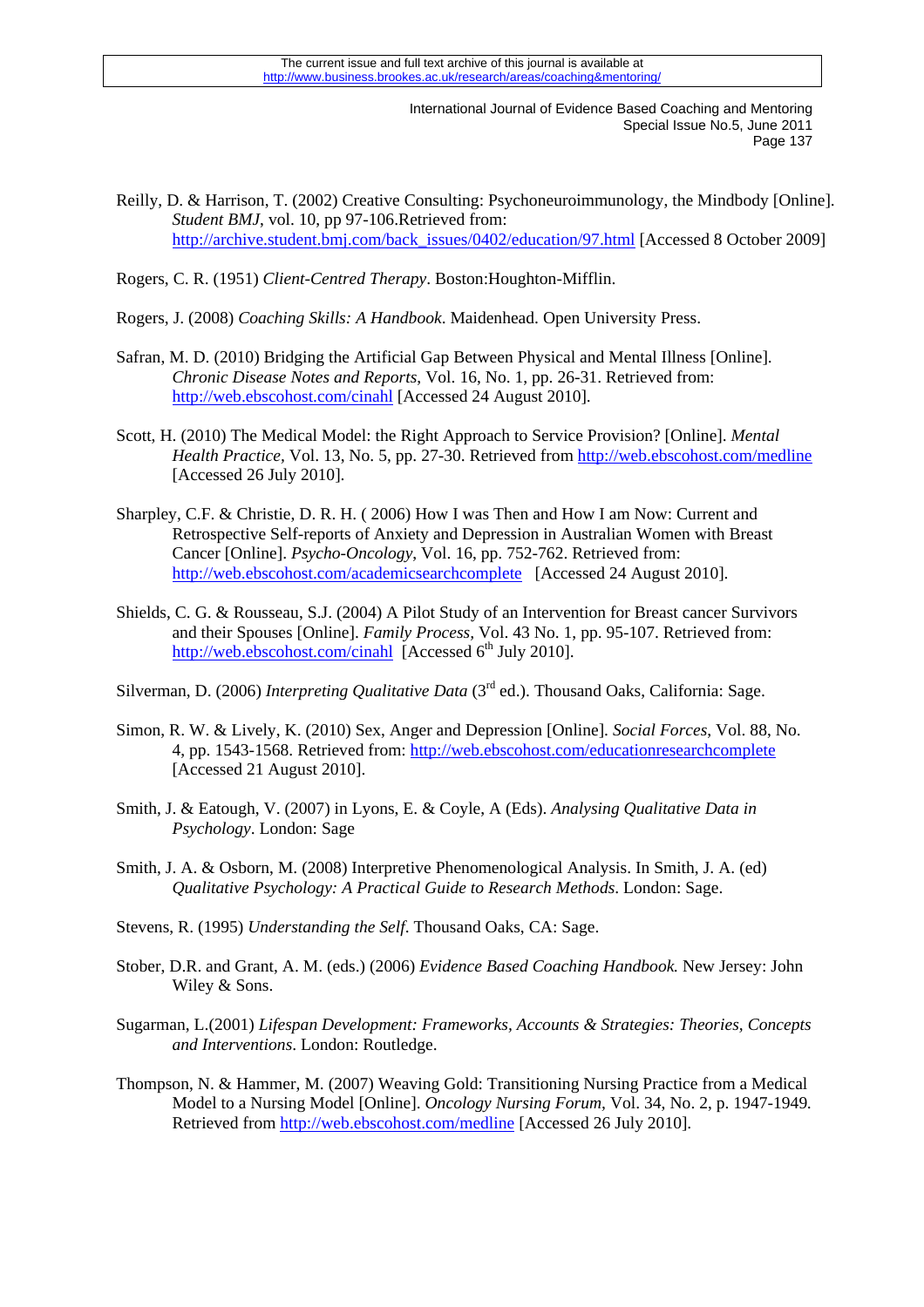Reilly, D. & Harrison, T. (2002) Creative Consulting: Psychoneuroimmunology, the Mindbody [Online]. *Student BMJ*, vol. 10, pp 97-106.Retrieved from: http://archive.student.bmj.com/back_issues/0402/education/97.html [Accessed 8 October 2009]

Rogers, C. R. (1951) *Client-Centred Therapy*. Boston:Houghton-Mifflin.

Rogers, J. (2008) *Coaching Skills: A Handbook*. Maidenhead. Open University Press.

Safran, M. D. (2010) Bridging the Artificial Gap Between Physical and Mental Illness [Online]. *Chronic Disease Notes and Reports*, Vol. 16, No. 1, pp. 26-31. Retrieved from: http://web.ebscohost.com/cinahl [Accessed 24 August 2010].

Scott, H. (2010) The Medical Model: the Right Approach to Service Provision? [Online]. *Mental Health Practice*, Vol. 13, No. 5, pp. 27-30. Retrieved from http://web.ebscohost.com/medline [Accessed 26 July 2010].

Sharpley, C.F. & Christie, D. R. H. ( 2006) How I was Then and How I am Now: Current and Retrospective Self-reports of Anxiety and Depression in Australian Women with Breast Cancer [Online]. *Psycho-Oncology*, Vol. 16, pp. 752-762. Retrieved from: http://web.ebscohost.com/academicsearchcomplete [Accessed 24 August 2010].

Shields, C. G. & Rousseau, S.J. (2004) A Pilot Study of an Intervention for Breast cancer Survivors and their Spouses [Online]. *Family Process*, Vol. 43 No. 1, pp. 95-107. Retrieved from: http://web.ebscohost.com/cinahl [Accessed 6th July 2010].

Silverman, D. (2006) *Interpreting Qualitative Data* (3rd ed.). Thousand Oaks, California: Sage.

Simon, R. W. & Lively, K. (2010) Sex, Anger and Depression [Online]. *Social Forces*, Vol. 88, No. 4, pp. 1543-1568. Retrieved from: http://web.ebscohost.com/educationresearchcomplete [Accessed 21 August 2010].

Smith, J. & Eatough, V. (2007) in Lyons, E. & Coyle, A (Eds). *Analysing Qualitative Data in Psychology*. London: Sage

Smith, J. A. & Osborn, M. (2008) Interpretive Phenomenological Analysis. In Smith, J. A. (ed) *Qualitative Psychology: A Practical Guide to Research Methods*. London: Sage.

Stevens, R. (1995) *Understanding the Self*. Thousand Oaks, CA: Sage.

Stober, D.R. and Grant, A. M. (eds.) (2006) *Evidence Based Coaching Handbook.* New Jersey: John Wiley & Sons.

Sugarman, L.(2001) *Lifespan Development: Frameworks, Accounts & Strategies: Theories, Concepts and Interventions*. London: Routledge.

Thompson, N. & Hammer, M. (2007) Weaving Gold: Transitioning Nursing Practice from a Medical Model to a Nursing Model [Online]. *Oncology Nursing Forum*, Vol. 34, No. 2, p. 1947-1949. Retrieved from http://web.ebscohost.com/medline [Accessed 26 July 2010].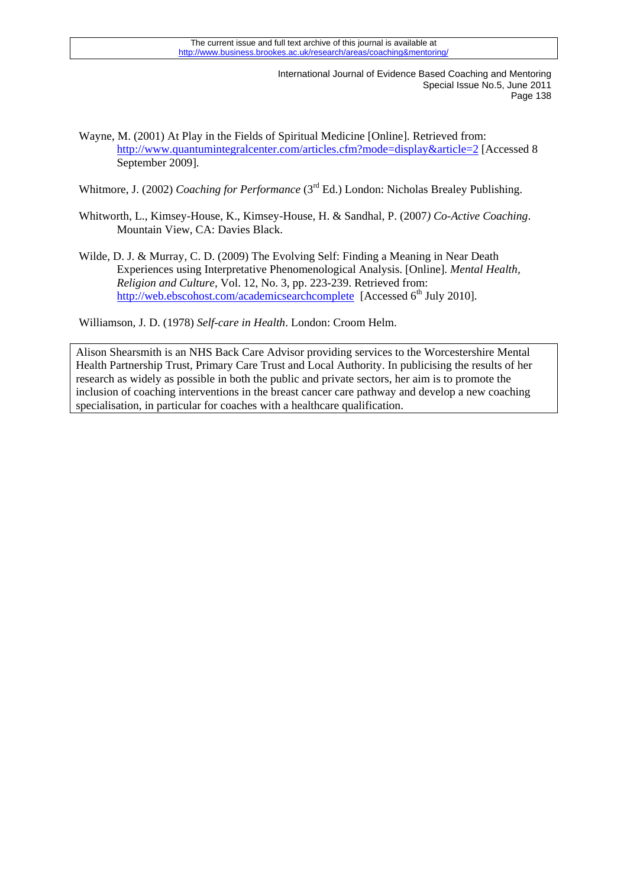Wayne, M. (2001) At Play in the Fields of Spiritual Medicine [Online]. Retrieved from: http://www.quantumintegralcenter.com/articles.cfm?mode=display&article=2 [Accessed 8 September 2009].

Whitmore, J. (2002) *Coaching for Performance* (3rd Ed.) London: Nicholas Brealey Publishing.

Whitworth, L., Kimsey-House, K., Kimsey-House, H. & Sandhal, P. (2007*) Co-Active Coaching*. Mountain View, CA: Davies Black.

Wilde, D. J. & Murray, C. D. (2009) The Evolving Self: Finding a Meaning in Near Death Experiences using Interpretative Phenomenological Analysis. [Online]. *Mental Health, Religion and Culture*, Vol. 12, No. 3, pp. 223-239. Retrieved from: http://web.ebscohost.com/academicsearchcomplete [Accessed 6th July 2010].

Williamson, J. D. (1978) *Self-care in Health*. London: Croom Helm.

Alison Shearsmith is an NHS Back Care Advisor providing services to the Worcestershire Mental Health Partnership Trust, Primary Care Trust and Local Authority. In publicising the results of her research as widely as possible in both the public and private sectors, her aim is to promote the inclusion of coaching interventions in the breast cancer care pathway and develop a new coaching specialisation, in particular for coaches with a healthcare qualification.